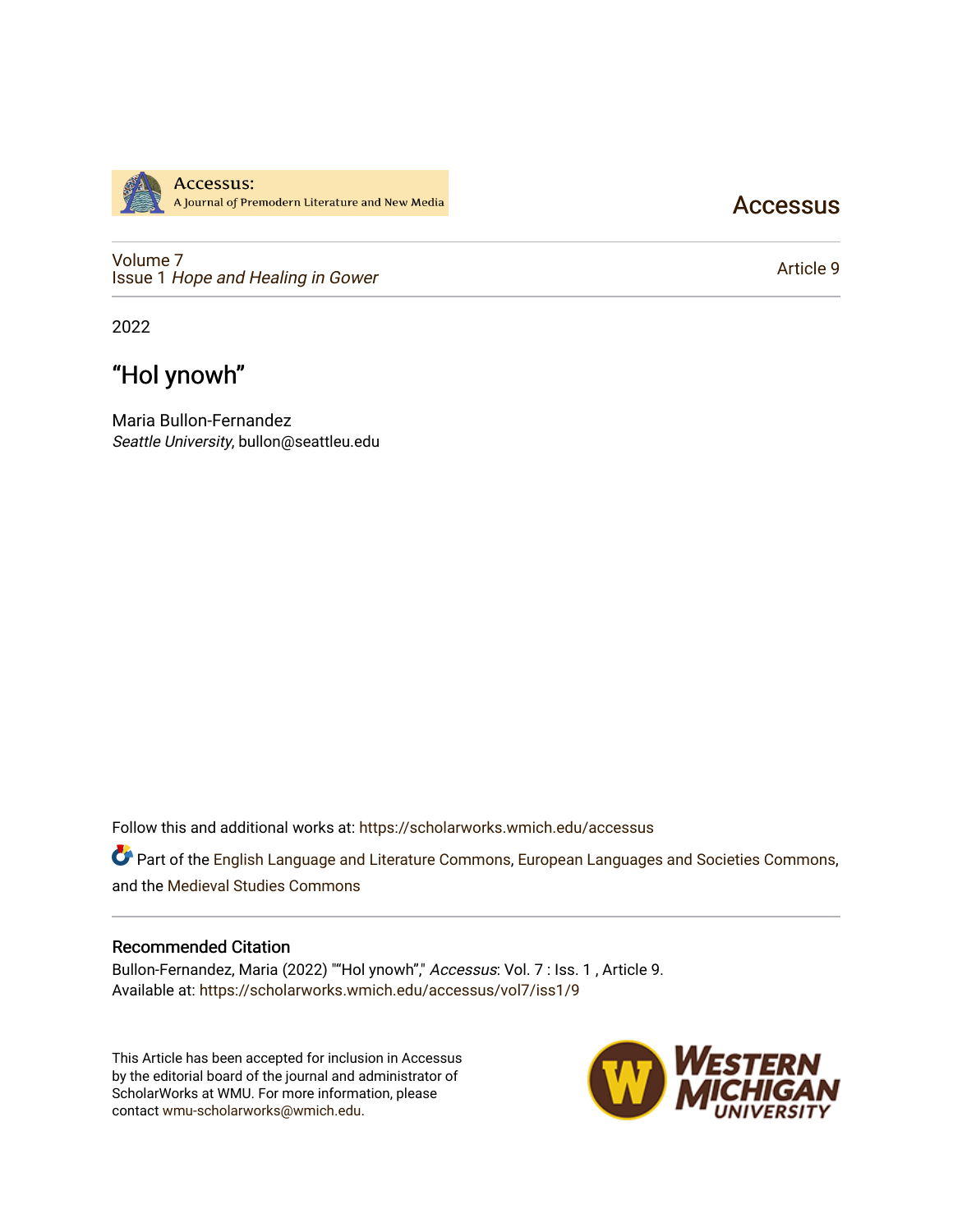Accessus: A Journal of Premodern Literature and New Media

Accessus

Volume 7
Issue 1 *Hope and Healing in Gower*

Article 9

2022

# "Hol ynowh"

Maria Bullon-Fernandez
*Seattle University*, bullon@seattleu.edu

Follow this and additional works at: https://scholarworks.wmich.edu/accessus

Part of the English Language and Literature Commons, European Languages and Societies Commons, and the Medieval Studies Commons

## Recommended Citation

Bullon-Fernandez, Maria (2022) ""Hol ynowh"," *Accessus*: Vol. 7 : Iss. 1 , Article 9.
Available at: https://scholarworks.wmich.edu/accessus/vol7/iss1/9

This Article has been accepted for inclusion in Accessus by the editorial board of the journal and administrator of ScholarWorks at WMU. For more information, please contact wmu-scholarworks@wmich.edu.

WESTERN MICHIGAN UNIVERSITY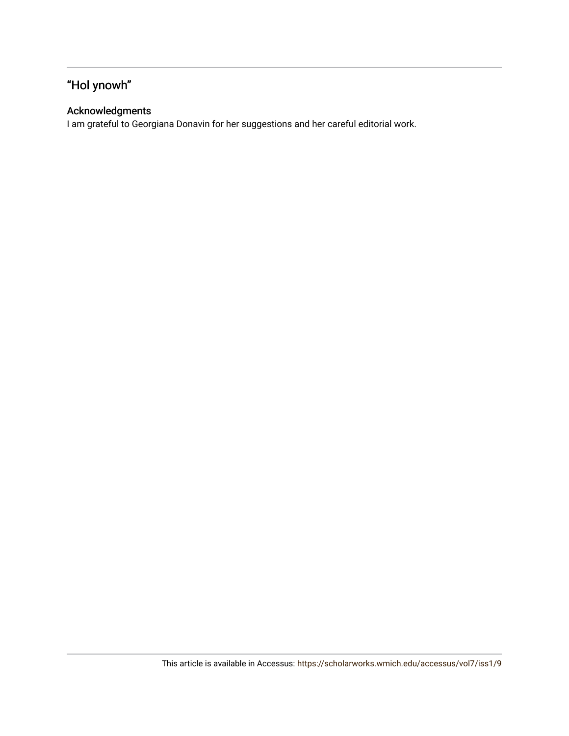## “Hol ynowh”

### Acknowledgments

I am grateful to Georgiana Donavin for her suggestions and her careful editorial work.

This article is available in Accessus: https://scholarworks.wmich.edu/accessus/vol7/iss1/9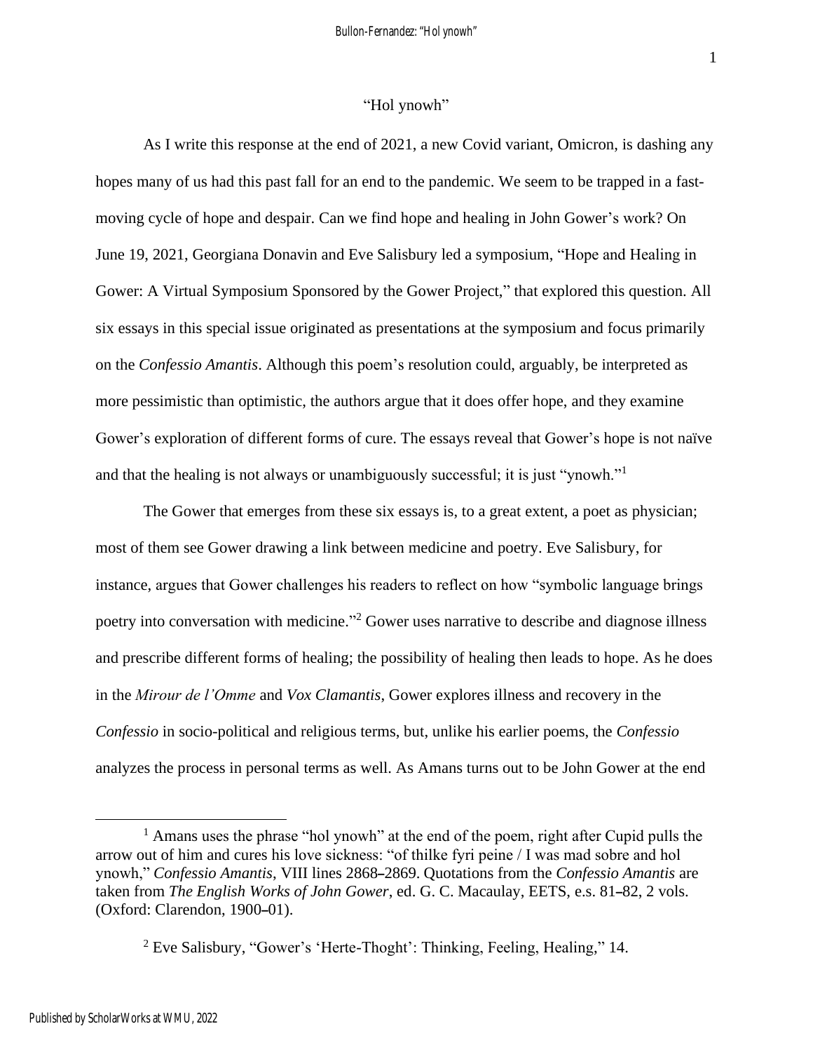"Hol ynowh"

As I write this response at the end of 2021, a new Covid variant, Omicron, is dashing any hopes many of us had this past fall for an end to the pandemic. We seem to be trapped in a fast-moving cycle of hope and despair. Can we find hope and healing in John Gower's work? On June 19, 2021, Georgiana Donavin and Eve Salisbury led a symposium, "Hope and Healing in Gower: A Virtual Symposium Sponsored by the Gower Project," that explored this question. All six essays in this special issue originated as presentations at the symposium and focus primarily on the *Confessio Amantis*. Although this poem's resolution could, arguably, be interpreted as more pessimistic than optimistic, the authors argue that it does offer hope, and they examine Gower's exploration of different forms of cure. The essays reveal that Gower's hope is not naïve and that the healing is not always or unambiguously successful; it is just "ynowh."[1]

The Gower that emerges from these six essays is, to a great extent, a poet as physician; most of them see Gower drawing a link between medicine and poetry. Eve Salisbury, for instance, argues that Gower challenges his readers to reflect on how "symbolic language brings poetry into conversation with medicine."[2] Gower uses narrative to describe and diagnose illness and prescribe different forms of healing; the possibility of healing then leads to hope. As he does in the *Mirour de l'Omme* and *Vox Clamantis*, Gower explores illness and recovery in the *Confessio* in socio-political and religious terms, but, unlike his earlier poems, the *Confessio* analyzes the process in personal terms as well. As Amans turns out to be John Gower at the end

---

[1] Amans uses the phrase "hol ynowh" at the end of the poem, right after Cupid pulls the arrow out of him and cures his love sickness: "of thilke fyri peine / I was mad sobre and hol ynowh," *Confessio Amantis*, VIII lines 2868–2869. Quotations from the *Confessio Amantis* are taken from *The English Works of John Gower*, ed. G. C. Macaulay, EETS, e.s. 81–82, 2 vols. (Oxford: Clarendon, 1900–01).

[2] Eve Salisbury, "Gower's 'Herte-Thoght': Thinking, Feeling, Healing," 14.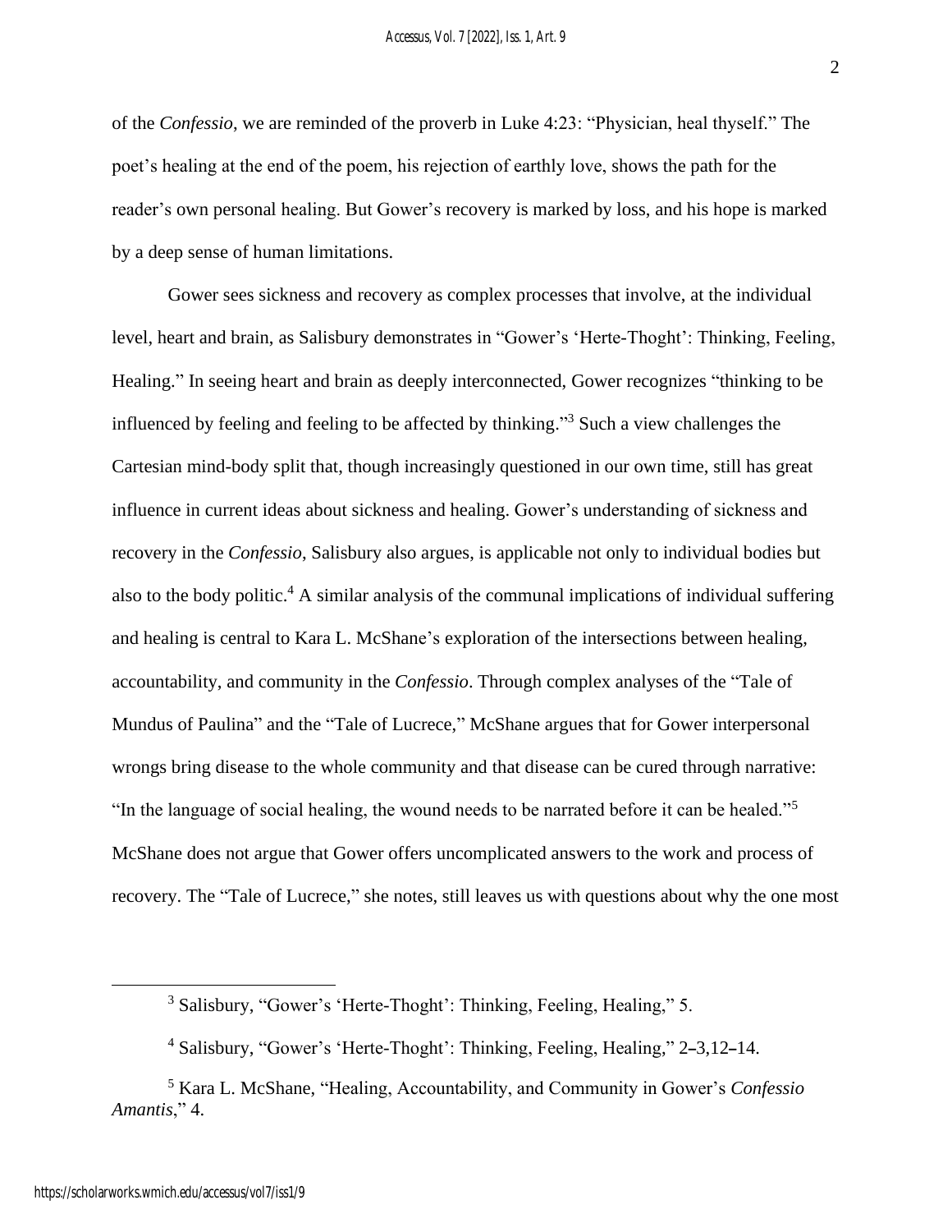of the *Confessio*, we are reminded of the proverb in Luke 4:23: "Physician, heal thyself." The poet's healing at the end of the poem, his rejection of earthly love, shows the path for the reader's own personal healing. But Gower's recovery is marked by loss, and his hope is marked by a deep sense of human limitations.

Gower sees sickness and recovery as complex processes that involve, at the individual level, heart and brain, as Salisbury demonstrates in "Gower's 'Herte-Thoght': Thinking, Feeling, Healing." In seeing heart and brain as deeply interconnected, Gower recognizes "thinking to be influenced by feeling and feeling to be affected by thinking."[3] Such a view challenges the Cartesian mind-body split that, though increasingly questioned in our own time, still has great influence in current ideas about sickness and healing. Gower's understanding of sickness and recovery in the *Confessio*, Salisbury also argues, is applicable not only to individual bodies but also to the body politic.[4] A similar analysis of the communal implications of individual suffering and healing is central to Kara L. McShane's exploration of the intersections between healing, accountability, and community in the *Confessio*. Through complex analyses of the "Tale of Mundus of Paulina" and the "Tale of Lucrece," McShane argues that for Gower interpersonal wrongs bring disease to the whole community and that disease can be cured through narrative: "In the language of social healing, the wound needs to be narrated before it can be healed."[5] McShane does not argue that Gower offers uncomplicated answers to the work and process of recovery. The "Tale of Lucrece," she notes, still leaves us with questions about why the one most

---

[3] Salisbury, "Gower's 'Herte-Thoght': Thinking, Feeling, Healing," 5.

[4] Salisbury, "Gower's 'Herte-Thoght': Thinking, Feeling, Healing," 2–3,12–14.

[5] Kara L. McShane, "Healing, Accountability, and Community in Gower's *Confessio Amantis*," 4.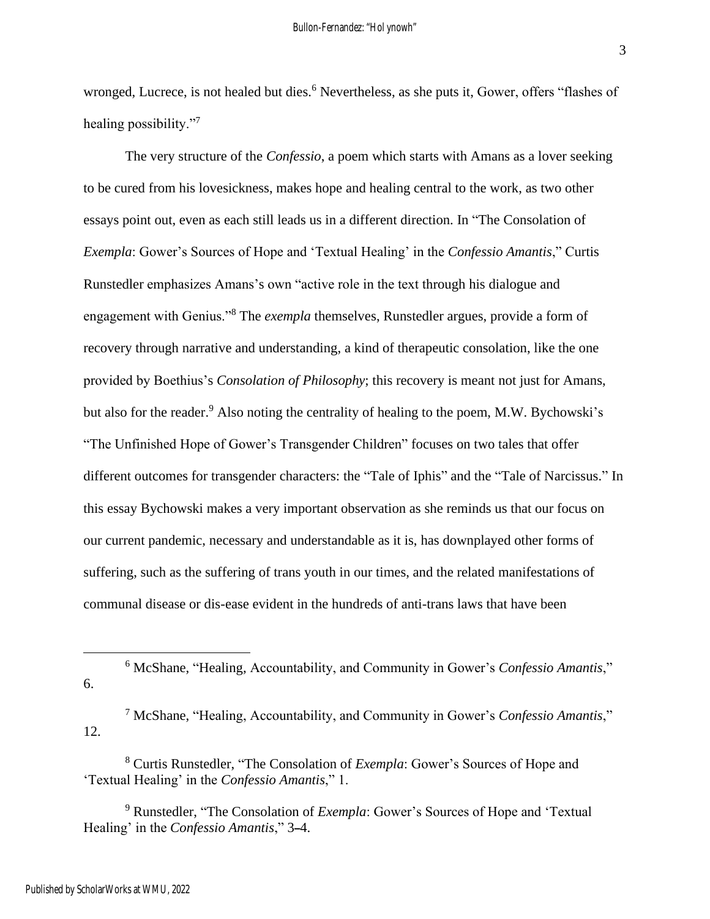wronged, Lucrece, is not healed but dies.[6] Nevertheless, as she puts it, Gower, offers "flashes of healing possibility."[7]

The very structure of the *Confessio*, a poem which starts with Amans as a lover seeking to be cured from his lovesickness, makes hope and healing central to the work, as two other essays point out, even as each still leads us in a different direction. In "The Consolation of *Exempla*: Gower's Sources of Hope and 'Textual Healing' in the *Confessio Amantis*," Curtis Runstedler emphasizes Amans's own "active role in the text through his dialogue and engagement with Genius."[8] The *exempla* themselves, Runstedler argues, provide a form of recovery through narrative and understanding, a kind of therapeutic consolation, like the one provided by Boethius's *Consolation of Philosophy*; this recovery is meant not just for Amans, but also for the reader.[9] Also noting the centrality of healing to the poem, M.W. Bychowski's "The Unfinished Hope of Gower's Transgender Children" focuses on two tales that offer different outcomes for transgender characters: the "Tale of Iphis" and the "Tale of Narcissus." In this essay Bychowski makes a very important observation as she reminds us that our focus on our current pandemic, necessary and understandable as it is, has downplayed other forms of suffering, such as the suffering of trans youth in our times, and the related manifestations of communal disease or dis-ease evident in the hundreds of anti-trans laws that have been

---

[6] McShane, "Healing, Accountability, and Community in Gower's *Confessio Amantis*," 6.

[7] McShane, "Healing, Accountability, and Community in Gower's *Confessio Amantis*," 12.

[8] Curtis Runstedler, "The Consolation of *Exempla*: Gower's Sources of Hope and 'Textual Healing' in the *Confessio Amantis*," 1.

[9] Runstedler, "The Consolation of *Exempla*: Gower's Sources of Hope and 'Textual Healing' in the *Confessio Amantis*," 3–4.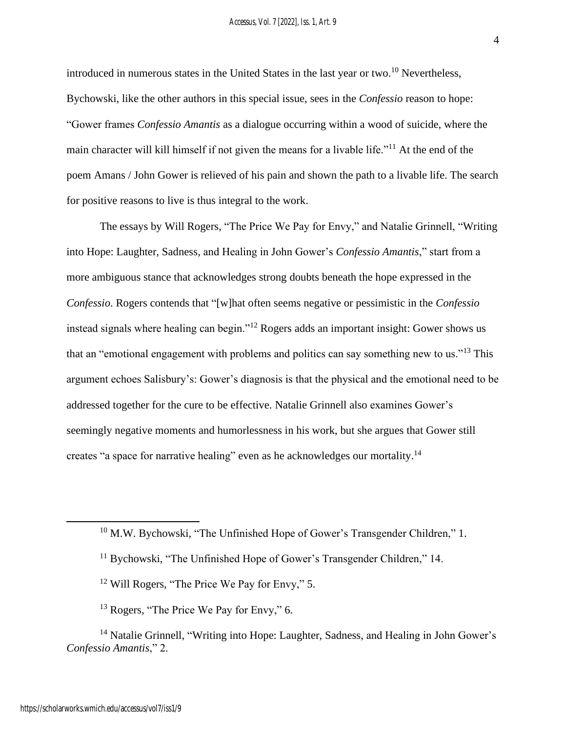introduced in numerous states in the United States in the last year or two.[10] Nevertheless, Bychowski, like the other authors in this special issue, sees in the *Confessio* reason to hope: "Gower frames *Confessio Amantis* as a dialogue occurring within a wood of suicide, where the main character will kill himself if not given the means for a livable life."[11] At the end of the poem Amans / John Gower is relieved of his pain and shown the path to a livable life. The search for positive reasons to live is thus integral to the work.

The essays by Will Rogers, "The Price We Pay for Envy," and Natalie Grinnell, "Writing into Hope: Laughter, Sadness, and Healing in John Gower's *Confessio Amantis*," start from a more ambiguous stance that acknowledges strong doubts beneath the hope expressed in the *Confessio*. Rogers contends that "[w]hat often seems negative or pessimistic in the *Confessio* instead signals where healing can begin."[12] Rogers adds an important insight: Gower shows us that an "emotional engagement with problems and politics can say something new to us."[13] This argument echoes Salisbury's: Gower's diagnosis is that the physical and the emotional need to be addressed together for the cure to be effective. Natalie Grinnell also examines Gower's seemingly negative moments and humorlessness in his work, but she argues that Gower still creates "a space for narrative healing" even as he acknowledges our mortality.[14]

---

[10] M.W. Bychowski, "The Unfinished Hope of Gower's Transgender Children," 1.

[11] Bychowski, "The Unfinished Hope of Gower's Transgender Children," 14.

[12] Will Rogers, "The Price We Pay for Envy," 5.

[13] Rogers, "The Price We Pay for Envy," 6.

[14] Natalie Grinnell, "Writing into Hope: Laughter, Sadness, and Healing in John Gower's *Confessio Amantis*," 2.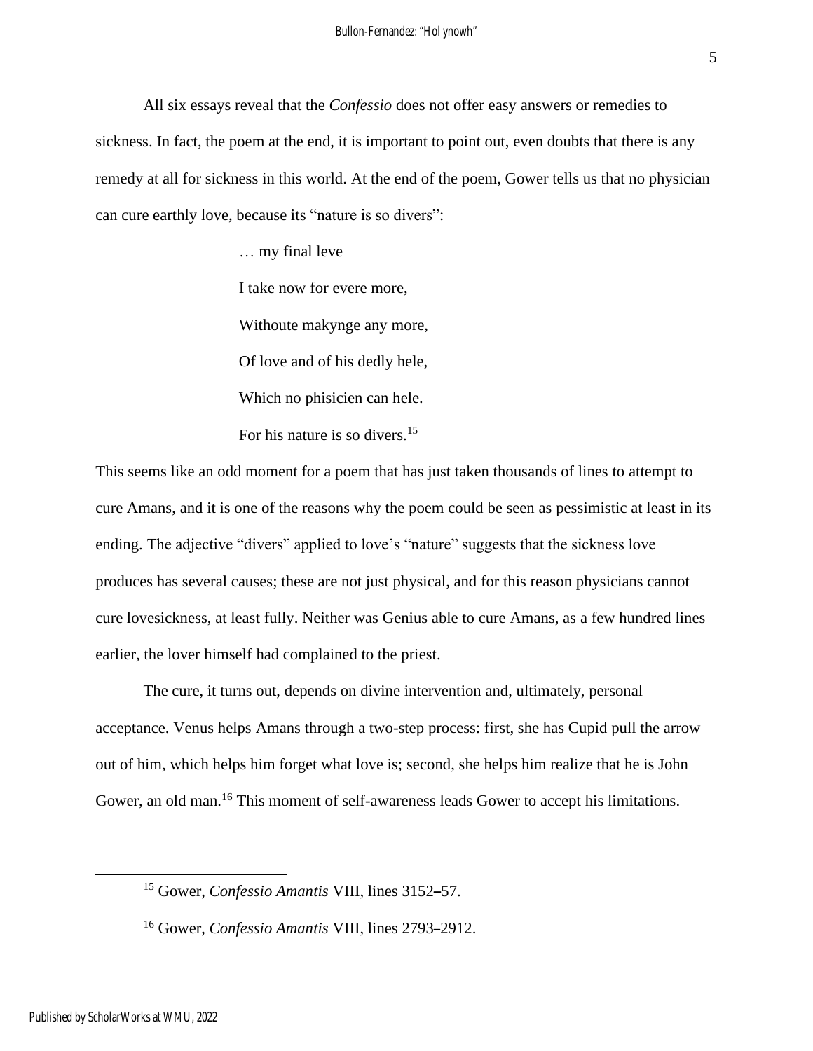All six essays reveal that the *Confessio* does not offer easy answers or remedies to sickness. In fact, the poem at the end, it is important to point out, even doubts that there is any remedy at all for sickness in this world. At the end of the poem, Gower tells us that no physician can cure earthly love, because its "nature is so divers":

> … my final leve
>
> I take now for evere more,
>
> Withoute makynge any more,
>
> Of love and of his dedly hele,
>
> Which no phisicien can hele.
>
> For his nature is so divers.[15]

This seems like an odd moment for a poem that has just taken thousands of lines to attempt to cure Amans, and it is one of the reasons why the poem could be seen as pessimistic at least in its ending. The adjective "divers" applied to love's "nature" suggests that the sickness love produces has several causes; these are not just physical, and for this reason physicians cannot cure lovesickness, at least fully. Neither was Genius able to cure Amans, as a few hundred lines earlier, the lover himself had complained to the priest.

The cure, it turns out, depends on divine intervention and, ultimately, personal acceptance. Venus helps Amans through a two-step process: first, she has Cupid pull the arrow out of him, which helps him forget what love is; second, she helps him realize that he is John Gower, an old man.[16] This moment of self-awareness leads Gower to accept his limitations.

---

[15] Gower, *Confessio Amantis* VIII, lines 3152–57.

[16] Gower, *Confessio Amantis* VIII, lines 2793–2912.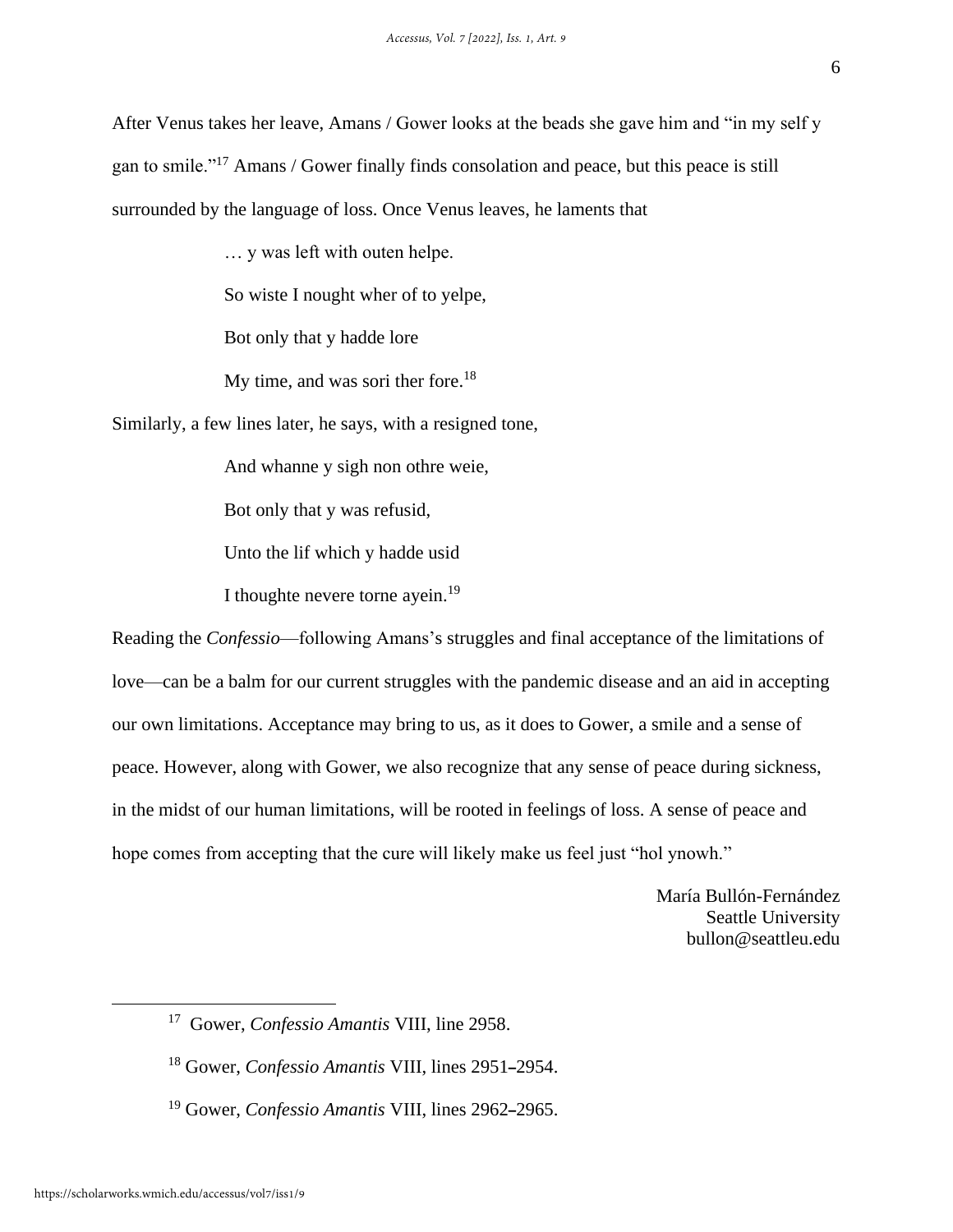After Venus takes her leave, Amans / Gower looks at the beads she gave him and "in my self y gan to smile."[17] Amans / Gower finally finds consolation and peace, but this peace is still surrounded by the language of loss. Once Venus leaves, he laments that

> … y was left with outen helpe.
>
> So wiste I nought wher of to yelpe,
>
> Bot only that y hadde lore
>
> My time, and was sori ther fore.[18]

Similarly, a few lines later, he says, with a resigned tone,

> And whanne y sigh non othre weie,
>
> Bot only that y was refusid,
>
> Unto the lif which y hadde usid
>
> I thoughte nevere torne ayein.[19]

Reading the *Confessio*—following Amans's struggles and final acceptance of the limitations of love—can be a balm for our current struggles with the pandemic disease and an aid in accepting our own limitations. Acceptance may bring to us, as it does to Gower, a smile and a sense of peace. However, along with Gower, we also recognize that any sense of peace during sickness, in the midst of our human limitations, will be rooted in feelings of loss. A sense of peace and hope comes from accepting that the cure will likely make us feel just "hol ynowh."

María Bullón-Fernández
Seattle University
bullon@seattleu.edu

---

[17] Gower, *Confessio Amantis* VIII, line 2958.

[18] Gower, *Confessio Amantis* VIII, lines 2951–2954.

[19] Gower, *Confessio Amantis* VIII, lines 2962–2965.